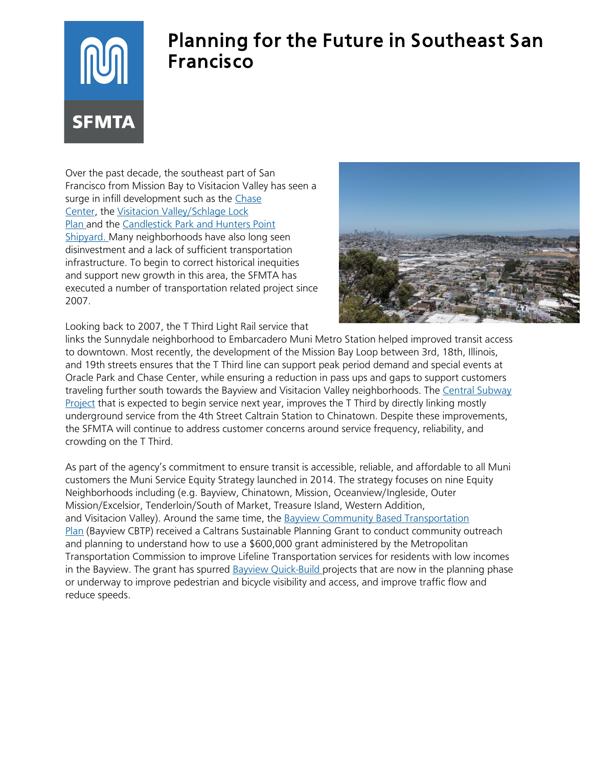# Planning for the Future in Southeast San Francisco

Over the past decade, the southeast part of San Francisco from Mission Bay to Visitacion Valley has seen a surge in infill development such as the Chase Center, the Visitacion Valley/Schlage Lock Plan and the Candlestick Park and Hunters Point Shipyard. Many neighborhoods have also long seen disinvestment and a lack of sufficient transportation infrastructure. To begin to correct historical inequities and support new growth in this area, the SFMTA has executed a number of transportation related project since 2007.

Looking back to 2007, the T Third Light Rail service that links the Sunnydale neighborhood to Embarcadero Muni Metro Station helped improved transit access to downtown. Most recently, the development of the Mission Bay Loop between 3rd, 18th, Illinois, and 19th streets ensures that the T Third line can support peak period demand and special events at Oracle Park and Chase Center, while ensuring a reduction in pass ups and gaps to support customers traveling further south towards the Bayview and Visitacion Valley neighborhoods. The Central Subway Project that is expected to begin service next year, improves the T Third by directly linking mostly underground service from the 4th Street Caltrain Station to Chinatown. Despite these improvements, the SFMTA will continue to address customer concerns around service frequency, reliability, and crowding on the T Third.

As part of the agency's commitment to ensure transit is accessible, reliable, and affordable to all Muni customers the Muni Service Equity Strategy launched in 2014. The strategy focuses on nine Equity Neighborhoods including (e.g. Bayview, Chinatown, Mission, Oceanview/Ingleside, Outer Mission/Excelsior, Tenderloin/South of Market, Treasure Island, Western Addition, and Visitacion Valley). Around the same time, the Bayview Community Based Transportation Plan (Bayview CBTP) received a Caltrans Sustainable Planning Grant to conduct community outreach and planning to understand how to use a $600,000 grant administered by the Metropolitan Transportation Commission to improve Lifeline Transportation services for residents with low incomes in the Bayview. The grant has spurred Bayview Quick-Build projects that are now in the planning phase or underway to improve pedestrian and bicycle visibility and access, and improve traffic flow and reduce speeds.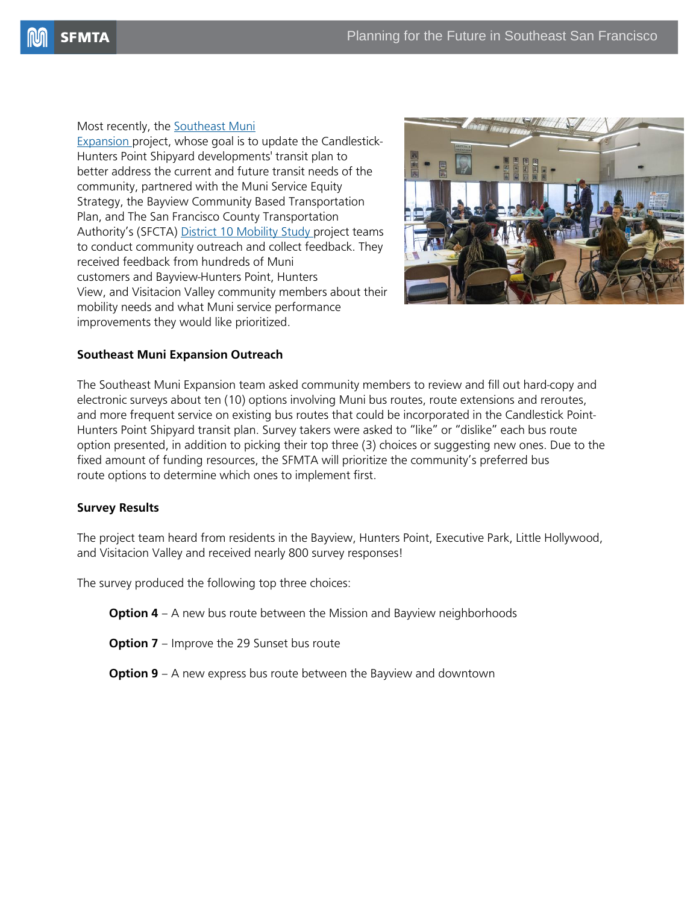Most recently, the [Southeast Muni Expansion](Southeast Muni Expansion) project, whose goal is to update the Candlestick-Hunters Point Shipyard developments' transit plan to better address the current and future transit needs of the community, partnered with the Muni Service Equity Strategy, the Bayview Community Based Transportation Plan, and The San Francisco County Transportation Authority's (SFCTA) District 10 Mobility Study project teams to conduct community outreach and collect feedback. They received feedback from hundreds of Muni customers and Bayview-Hunters Point, Hunters View, and Visitacion Valley community members about their mobility needs and what Muni service performance improvements they would like prioritized.

**Southeast Muni Expansion Outreach**

The Southeast Muni Expansion team asked community members to review and fill out hard-copy and electronic surveys about ten (10) options involving Muni bus routes, route extensions and reroutes, and more frequent service on existing bus routes that could be incorporated in the Candlestick Point-Hunters Point Shipyard transit plan. Survey takers were asked to "like" or "dislike" each bus route option presented, in addition to picking their top three (3) choices or suggesting new ones. Due to the fixed amount of funding resources, the SFMTA will prioritize the community's preferred bus route options to determine which ones to implement first.

**Survey Results**

The project team heard from residents in the Bayview, Hunters Point, Executive Park, Little Hollywood, and Visitacion Valley and received nearly 800 survey responses!

The survey produced the following top three choices:

**Option 4** – A new bus route between the Mission and Bayview neighborhoods

**Option 7** – Improve the 29 Sunset bus route

**Option 9** – A new express bus route between the Bayview and downtown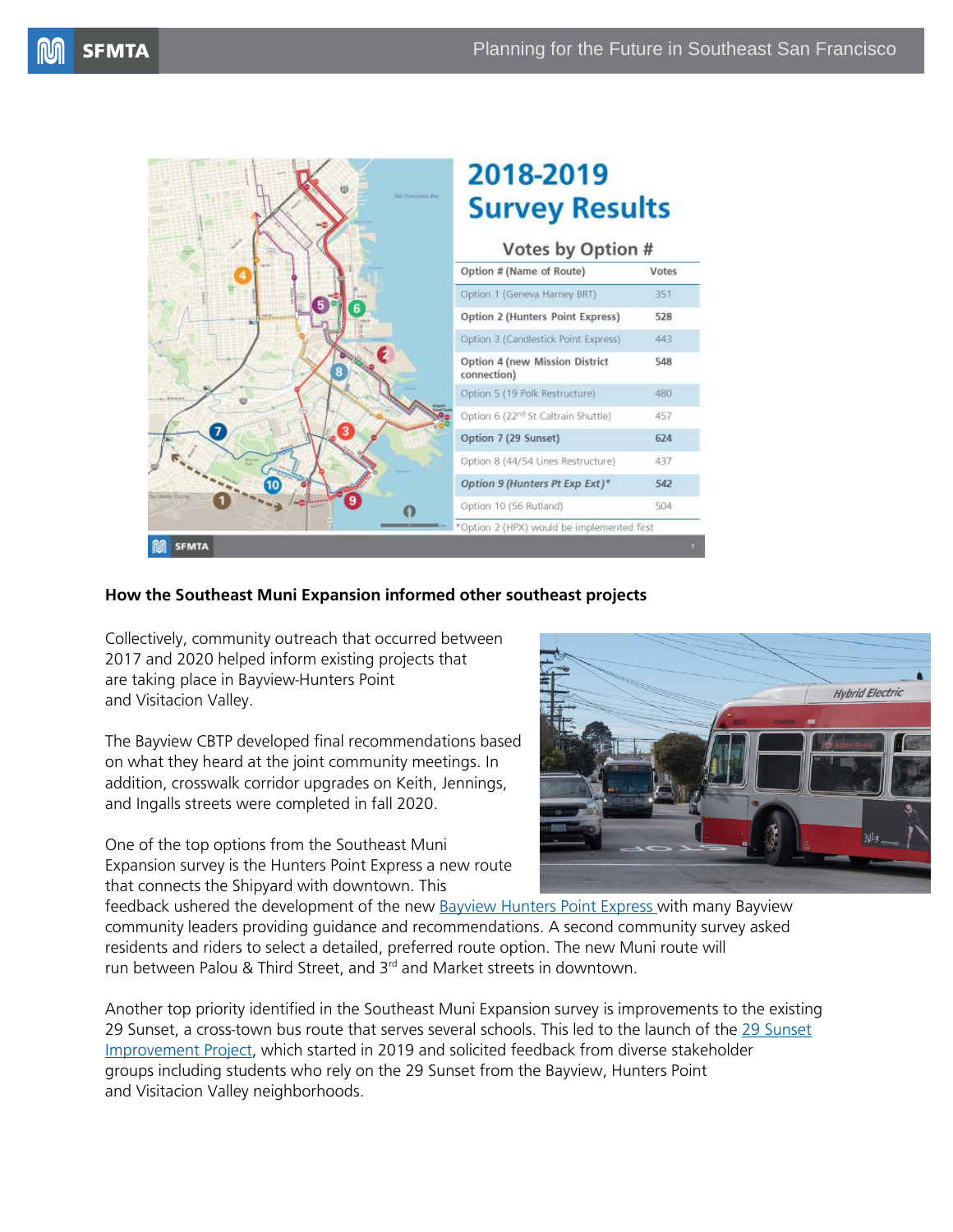## 2018-2019 Survey Results

### Votes by Option #

| Option # (Name of Route) | Votes |
| --- | --- |
| Option 1 (Geneva Harney BRT) | 351 |
| **Option 2 (Hunters Point Express)** | **528** |
| Option 3 (Candlestick Point Express) | 443 |
| **Option 4 (new Mission District connection)** | **548** |
| Option 5 (19 Polk Restructure) | 480 |
| Option 6 (22nd St Caltrain Shuttle) | 457 |
| **Option 7 (29 Sunset)** | **624** |
| Option 8 (44/54 Lines Restructure) | 437 |
| ***Option 9 (Hunters Pt Exp Ext)**** | ***542*** |
| Option 10 (56 Rutland) | 504 |

*Option 2 (HPX) would be implemented first

**How the Southeast Muni Expansion informed other southeast projects**

Collectively, community outreach that occurred between 2017 and 2020 helped inform existing projects that are taking place in Bayview-Hunters Point and Visitacion Valley.

The Bayview CBTP developed final recommendations based on what they heard at the joint community meetings. In addition, crosswalk corridor upgrades on Keith, Jennings, and Ingalls streets were completed in fall 2020.

One of the top options from the Southeast Muni Expansion survey is the Hunters Point Express a new route that connects the Shipyard with downtown. This feedback ushered the development of the new Bayview Hunters Point Express with many Bayview community leaders providing guidance and recommendations. A second community survey asked residents and riders to select a detailed, preferred route option. The new Muni route will run between Palou & Third Street, and 3rd and Market streets in downtown.

Another top priority identified in the Southeast Muni Expansion survey is improvements to the existing 29 Sunset, a cross-town bus route that serves several schools. This led to the launch of the 29 Sunset Improvement Project, which started in 2019 and solicited feedback from diverse stakeholder groups including students who rely on the 29 Sunset from the Bayview, Hunters Point and Visitacion Valley neighborhoods.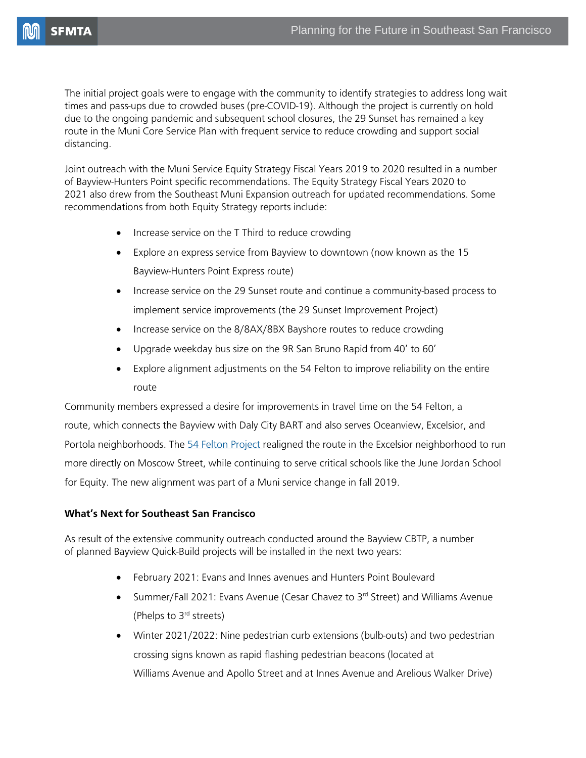The initial project goals were to engage with the community to identify strategies to address long wait times and pass-ups due to crowded buses (pre-COVID-19). Although the project is currently on hold due to the ongoing pandemic and subsequent school closures, the 29 Sunset has remained a key route in the Muni Core Service Plan with frequent service to reduce crowding and support social distancing.

Joint outreach with the Muni Service Equity Strategy Fiscal Years 2019 to 2020 resulted in a number of Bayview-Hunters Point specific recommendations. The Equity Strategy Fiscal Years 2020 to 2021 also drew from the Southeast Muni Expansion outreach for updated recommendations. Some recommendations from both Equity Strategy reports include:

- Increase service on the T Third to reduce crowding
- Explore an express service from Bayview to downtown (now known as the 15 Bayview-Hunters Point Express route)
- Increase service on the 29 Sunset route and continue a community-based process to implement service improvements (the 29 Sunset Improvement Project)
- Increase service on the 8/8AX/8BX Bayshore routes to reduce crowding
- Upgrade weekday bus size on the 9R San Bruno Rapid from 40' to 60'
- Explore alignment adjustments on the 54 Felton to improve reliability on the entire route

Community members expressed a desire for improvements in travel time on the 54 Felton, a route, which connects the Bayview with Daly City BART and also serves Oceanview, Excelsior, and Portola neighborhoods. The [54 Felton Project](#) realigned the route in the Excelsior neighborhood to run more directly on Moscow Street, while continuing to serve critical schools like the June Jordan School for Equity. The new alignment was part of a Muni service change in fall 2019.

**What's Next for Southeast San Francisco**

As result of the extensive community outreach conducted around the Bayview CBTP, a number of planned Bayview Quick-Build projects will be installed in the next two years:

- February 2021: Evans and Innes avenues and Hunters Point Boulevard
- Summer/Fall 2021: Evans Avenue (Cesar Chavez to 3rd Street) and Williams Avenue (Phelps to 3rd streets)
- Winter 2021/2022: Nine pedestrian curb extensions (bulb-outs) and two pedestrian crossing signs known as rapid flashing pedestrian beacons (located at Williams Avenue and Apollo Street and at Innes Avenue and Arelious Walker Drive)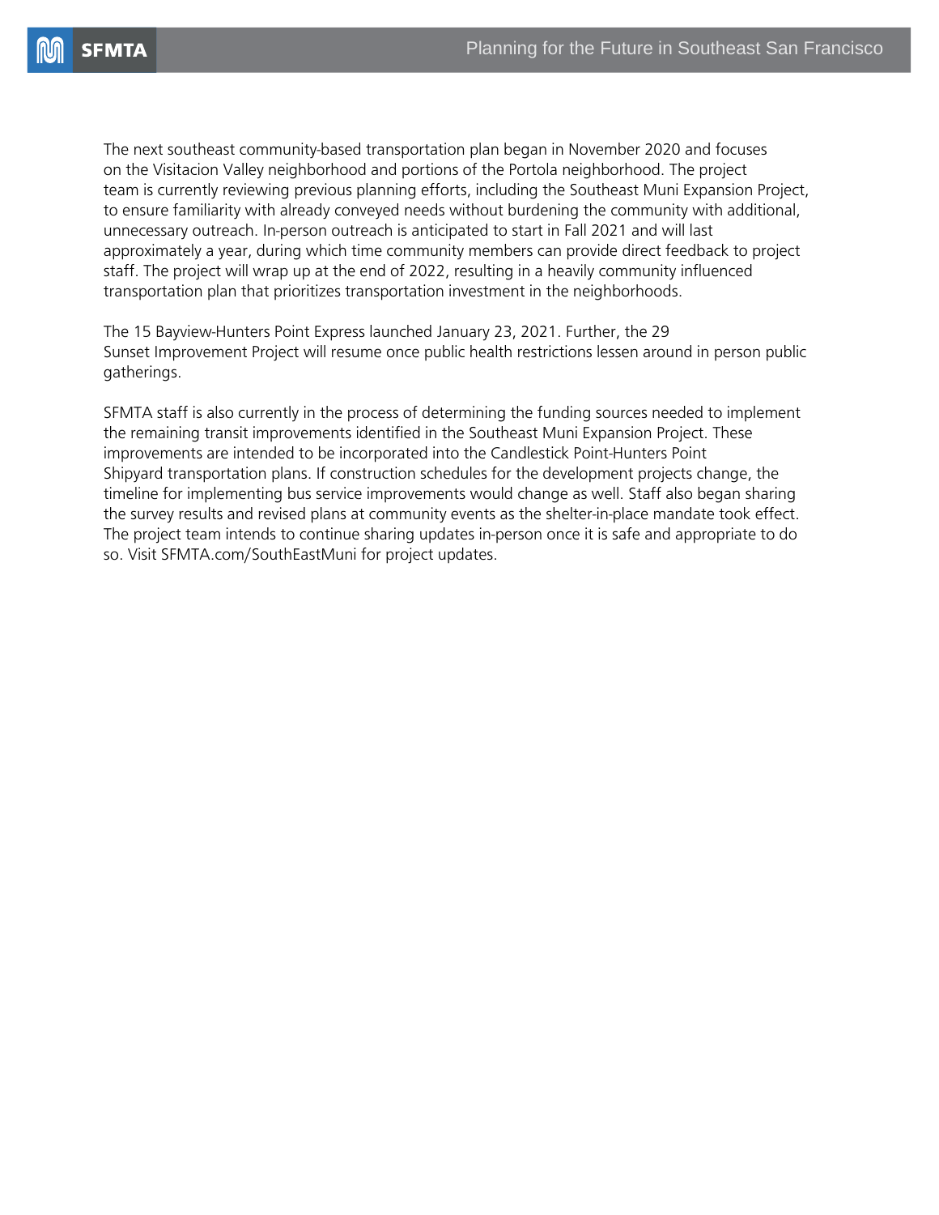The next southeast community-based transportation plan began in November 2020 and focuses on the Visitacion Valley neighborhood and portions of the Portola neighborhood. The project team is currently reviewing previous planning efforts, including the Southeast Muni Expansion Project, to ensure familiarity with already conveyed needs without burdening the community with additional, unnecessary outreach. In-person outreach is anticipated to start in Fall 2021 and will last approximately a year, during which time community members can provide direct feedback to project staff. The project will wrap up at the end of 2022, resulting in a heavily community influenced transportation plan that prioritizes transportation investment in the neighborhoods.

The 15 Bayview-Hunters Point Express launched January 23, 2021. Further, the 29 Sunset Improvement Project will resume once public health restrictions lessen around in person public gatherings.

SFMTA staff is also currently in the process of determining the funding sources needed to implement the remaining transit improvements identified in the Southeast Muni Expansion Project. These improvements are intended to be incorporated into the Candlestick Point-Hunters Point Shipyard transportation plans. If construction schedules for the development projects change, the timeline for implementing bus service improvements would change as well. Staff also began sharing the survey results and revised plans at community events as the shelter-in-place mandate took effect. The project team intends to continue sharing updates in-person once it is safe and appropriate to do so. Visit SFMTA.com/SouthEastMuni for project updates.